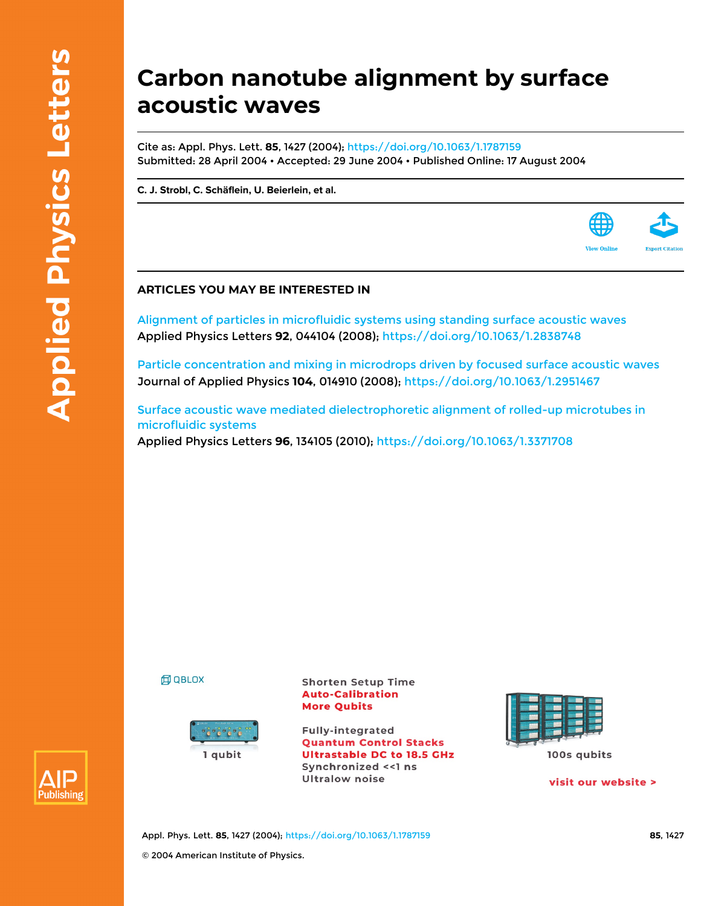# Carbon nanotube alignment by surface acoustic waves

Cite as: Appl. Phys. Lett. **85**, 1427 (2004); https://doi.org/10.1063/1.1787159
Submitted: 28 April 2004 • Accepted: 29 June 2004 • Published Online: 17 August 2004

**C. J. Strobl, C. Schäflein, U. Beierlein, et al.**

View Online

Export Citation

## ARTICLES YOU MAY BE INTERESTED IN

Alignment of particles in microfluidic systems using standing surface acoustic waves
Applied Physics Letters **92**, 044104 (2008); https://doi.org/10.1063/1.2838748

Particle concentration and mixing in microdrops driven by focused surface acoustic waves
Journal of Applied Physics **104**, 014910 (2008); https://doi.org/10.1063/1.2951467

Surface acoustic wave mediated dielectrophoretic alignment of rolled-up microtubes in microfluidic systems
Applied Physics Letters **96**, 134105 (2010); https://doi.org/10.1063/1.3371708

© 2004 American Institute of Physics.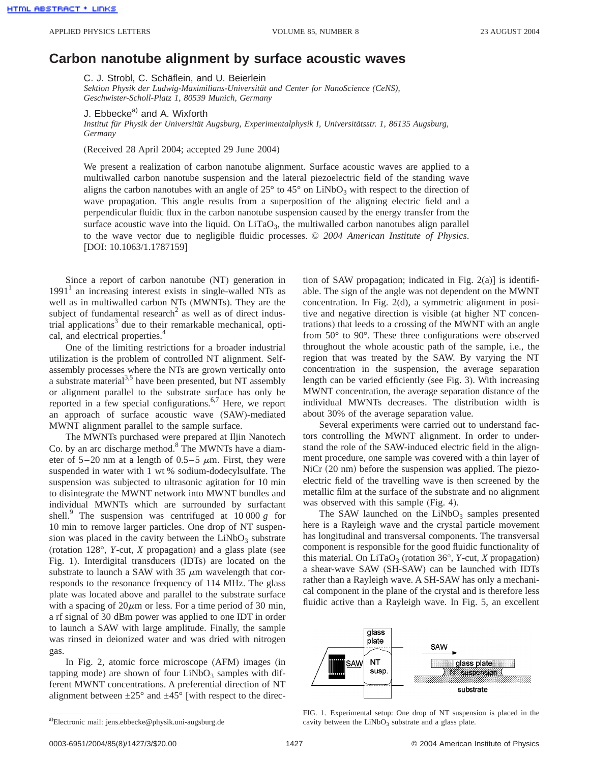# Carbon nanotube alignment by surface acoustic waves

C. J. Strobl, C. Schäflein, and U. Beierlein

*Sektion Physik der Ludwig-Maximilians-Universität and Center for NanoScience (CeNS), Geschwister-Scholl-Platz 1, 80539 Munich, Germany*

J. Ebbecke[a] and A. Wixforth

*Institut für Physik der Universität Augsburg, Experimentalphysik I, Universitätsstr. 1, 86135 Augsburg, Germany*

(Received 28 April 2004; accepted 29 June 2004)

We present a realization of carbon nanotube alignment. Surface acoustic waves are applied to a multiwalled carbon nanotube suspension and the lateral piezoelectric field of the standing wave aligns the carbon nanotubes with an angle of 25° to 45° on $LiNbO_3$ with respect to the direction of wave propagation. This angle results from a superposition of the aligning electric field and a perpendicular fluidic flux in the carbon nanotube suspension caused by the energy transfer from the surface acoustic wave into the liquid. On $LiTaO_3$, the multiwalled carbon nanotubes align parallel to the wave vector due to negligible fluidic processes. © *2004 American Institute of Physics*. [DOI: 10.1063/1.1787159]

Since a report of carbon nanotube (NT) generation in 1991[1] an increasing interest exists in single-walled NTs as well as in multiwalled carbon NTs (MWNTs). They are the subject of fundamental research[2] as well as of direct industrial applications[3] due to their remarkable mechanical, optical, and electrical properties.[4]

One of the limiting restrictions for a broader industrial utilization is the problem of controlled NT alignment. Self-assembly processes where the NTs are grown vertically onto a substrate material[3,5] have been presented, but NT assembly or alignment parallel to the substrate surface has only be reported in a few special configurations.[6,7] Here, we report an approach of surface acoustic wave (SAW)-mediated MWNT alignment parallel to the sample surface.

The MWNTs purchased were prepared at Iljin Nanotech Co. by an arc discharge method.[8] The MWNTs have a diameter of 5–20 nm at a length of 0.5–5 $\mu$m. First, they were suspended in water with 1 wt % sodium-dodecylsulfate. The suspension was subjected to ultrasonic agitation for 10 min to disintegrate the MWNT network into MWNT bundles and individual MWNTs which are surrounded by surfactant shell.[9] The suspension was centrifuged at 10 000 *g* for 10 min to remove larger particles. One drop of NT suspension was placed in the cavity between the $LiNbO_3$ substrate (rotation 128°, *Y*-cut, *X* propagation) and a glass plate (see Fig. 1). Interdigital transducers (IDTs) are located on the substrate to launch a SAW with 35 $\mu$m wavelength that corresponds to the resonance frequency of 114 MHz. The glass plate was located above and parallel to the substrate surface with a spacing of 20 $\mu$m or less. For a time period of 30 min, a rf signal of 30 dBm power was applied to one IDT in order to launch a SAW with large amplitude. Finally, the sample was rinsed in deionized water and was dried with nitrogen gas.

In Fig. 2, atomic force microscope (AFM) images (in tapping mode) are shown of four $LiNbO_3$ samples with different MWNT concentrations. A preferential direction of NT alignment between ±25° and ±45° [with respect to the direction of SAW propagation; indicated in Fig. 2(a)] is identifiable. The sign of the angle was not dependent on the MWNT concentration. In Fig. 2(d), a symmetric alignment in positive and negative direction is visible (at higher NT concentrations) that leeds to a crossing of the MWNT with an angle from 50° to 90°. These three configurations were observed throughout the whole acoustic path of the sample, i.e., the region that was treated by the SAW. By varying the NT concentration in the suspension, the average separation length can be varied efficiently (see Fig. 3). With increasing MWNT concentration, the average separation distance of the individual MWNTs decreases. The distribution width is about 30% of the average separation value.

Several experiments were carried out to understand factors controlling the MWNT alignment. In order to understand the role of the SAW-induced electric field in the alignment procedure, one sample was covered with a thin layer of NiCr (20 nm) before the suspension was applied. The piezoelectric field of the travelling wave is then screened by the metallic film at the surface of the substrate and no alignment was observed with this sample (Fig. 4).

The SAW launched on the $LiNbO_3$ samples presented here is a Rayleigh wave and the crystal particle movement has longitudinal and transversal components. The transversal component is responsible for the good fluidic functionality of this material. On $LiTaO_3$ (rotation 36°, *Y*-cut, *X* propagation) a shear-wave SAW (SH-SAW) can be launched with IDTs rather than a Rayleigh wave. A SH-SAW has only a mechanical component in the plane of the crystal and is therefore less fluidic active than a Rayleigh wave. In Fig. 5, an excellent

FIG. 1. Experimental setup: One drop of NT suspension is placed in the cavity between the $LiNbO_3$ substrate and a glass plate.

[a]Electronic mail: jens.ebbecke@physik.uni-augsburg.de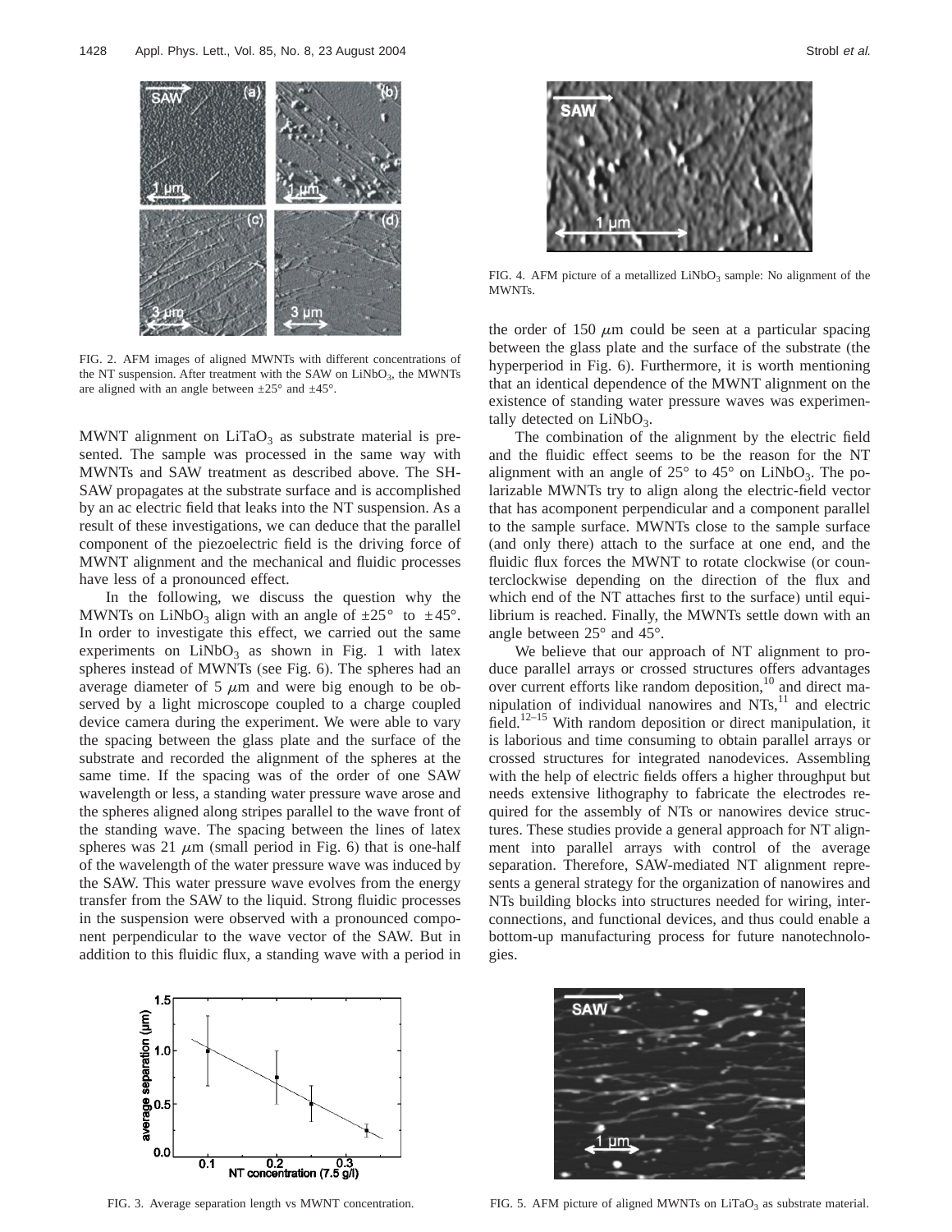FIG. 2. AFM images of aligned MWNTs with different concentrations of the NT suspension. After treatment with the SAW on $LiNbO_3$, the MWNTs are aligned with an angle between ±25° and ±45°.

MWNT alignment on $LiTaO_3$ as substrate material is presented. The sample was processed in the same way with MWNTs and SAW treatment as described above. The SH-SAW propagates at the substrate surface and is accomplished by an ac electric field that leaks into the NT suspension. As a result of these investigations, we can deduce that the parallel component of the piezoelectric field is the driving force of MWNT alignment and the mechanical and fluidic processes have less of a pronounced effect.

In the following, we discuss the question why the MWNTs on $LiNbO_3$ align with an angle of ±25° to ±45°. In order to investigate this effect, we carried out the same experiments on $LiNbO_3$ as shown in Fig. 1 with latex spheres instead of MWNTs (see Fig. 6). The spheres had an average diameter of 5 $\mu$m and were big enough to be observed by a light microscope coupled to a charge coupled device camera during the experiment. We were able to vary the spacing between the glass plate and the surface of the substrate and recorded the alignment of the spheres at the same time. If the spacing was of the order of one SAW wavelength or less, a standing water pressure wave arose and the spheres aligned along stripes parallel to the wave front of the standing wave. The spacing between the lines of latex spheres was 21 $\mu$m (small period in Fig. 6) that is one-half of the wavelength of the water pressure wave was induced by the SAW. This water pressure wave evolves from the energy transfer from the SAW to the liquid. Strong fluidic processes in the suspension were observed with a pronounced component perpendicular to the wave vector of the SAW. But in addition to this fluidic flux, a standing wave with a period in the order of 150 $\mu$m could be seen at a particular spacing between the glass plate and the surface of the substrate (the hyperperiod in Fig. 6). Furthermore, it is worth mentioning that an identical dependence of the MWNT alignment on the existence of standing water pressure waves was experimentally detected on $LiNbO_3$.

The combination of the alignment by the electric field and the fluidic effect seems to be the reason for the NT alignment with an angle of 25° to 45° on $LiNbO_3$. The polarizable MWNTs try to align along the electric-field vector that has acomponent perpendicular and a component parallel to the sample surface. MWNTs close to the sample surface (and only there) attach to the surface at one end, and the fluidic flux forces the MWNT to rotate clockwise (or counterclockwise depending on the direction of the flux and which end of the NT attaches first to the surface) until equilibrium is reached. Finally, the MWNTs settle down with an angle between 25° and 45°.

We believe that our approach of NT alignment to produce parallel arrays or crossed structures offers advantages over current efforts like random deposition,[10] and direct manipulation of individual nanowires and NTs,[11] and electric field.[12–15] With random deposition or direct manipulation, it is laborious and time consuming to obtain parallel arrays or crossed structures for integrated nanodevices. Assembling with the help of electric fields offers a higher throughput but needs extensive lithography to fabricate the electrodes required for the assembly of NTs or nanowires device structures. These studies provide a general approach for NT alignment into parallel arrays with control of the average separation. Therefore, SAW-mediated NT alignment represents a general strategy for the organization of nanowires and NTs building blocks into structures needed for wiring, interconnections, and functional devices, and thus could enable a bottom-up manufacturing process for future nanotechnologies.

FIG. 3. Average separation length vs MWNT concentration.

FIG. 4. AFM picture of a metallized $LiNbO_3$ sample: No alignment of the MWNTs.

FIG. 5. AFM picture of aligned MWNTs on $LiTaO_3$ as substrate material.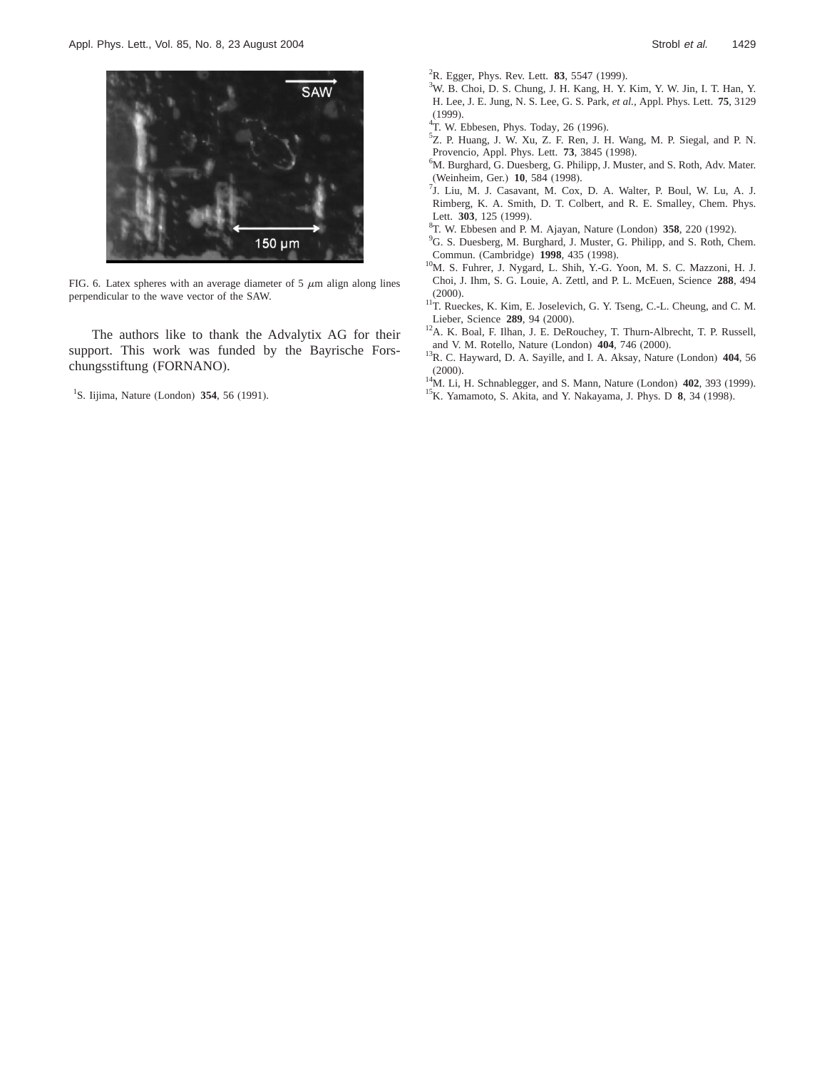SAW

150 μm

FIG. 6. Latex spheres with an average diameter of 5 $\mu$m align along lines perpendicular to the wave vector of the SAW.

The authors like to thank the Advalytix AG for their support. This work was funded by the Bayrische Forschungsstiftung (FORNANO).

[1]S. Iijima, Nature (London) **354**, 56 (1991).

[2]R. Egger, Phys. Rev. Lett. **83**, 5547 (1999).

[3]W. B. Choi, D. S. Chung, J. H. Kang, H. Y. Kim, Y. W. Jin, I. T. Han, Y. H. Lee, J. E. Jung, N. S. Lee, G. S. Park, *et al.*, Appl. Phys. Lett. **75**, 3129 (1999).

[4]T. W. Ebbesen, Phys. Today, 26 (1996).

[5]Z. P. Huang, J. W. Xu, Z. F. Ren, J. H. Wang, M. P. Siegal, and P. N. Provencio, Appl. Phys. Lett. **73**, 3845 (1998).

[6]M. Burghard, G. Duesberg, G. Philipp, J. Muster, and S. Roth, Adv. Mater. (Weinheim, Ger.) **10**, 584 (1998).

[7]J. Liu, M. J. Casavant, M. Cox, D. A. Walter, P. Boul, W. Lu, A. J. Rimberg, K. A. Smith, D. T. Colbert, and R. E. Smalley, Chem. Phys. Lett. **303**, 125 (1999).

[8]T. W. Ebbesen and P. M. Ajayan, Nature (London) **358**, 220 (1992).

[9]G. S. Duesberg, M. Burghard, J. Muster, G. Philipp, and S. Roth, Chem. Commun. (Cambridge) **1998**, 435 (1998).

[10]M. S. Fuhrer, J. Nygard, L. Shih, Y.-G. Yoon, M. S. C. Mazzoni, H. J. Choi, J. Ihm, S. G. Louie, A. Zettl, and P. L. McEuen, Science **288**, 494 (2000).

[11]T. Rueckes, K. Kim, E. Joselevich, G. Y. Tseng, C.-L. Cheung, and C. M. Lieber, Science **289**, 94 (2000).

[12]A. K. Boal, F. Ilhan, J. E. DeRouchey, T. Thurn-Albrecht, T. P. Russell, and V. M. Rotello, Nature (London) **404**, 746 (2000).

[13]R. C. Hayward, D. A. Sayille, and I. A. Aksay, Nature (London) **404**, 56 (2000).

[14]M. Li, H. Schnablegger, and S. Mann, Nature (London) **402**, 393 (1999).

[15]K. Yamamoto, S. Akita, and Y. Nakayama, J. Phys. D **8**, 34 (1998).